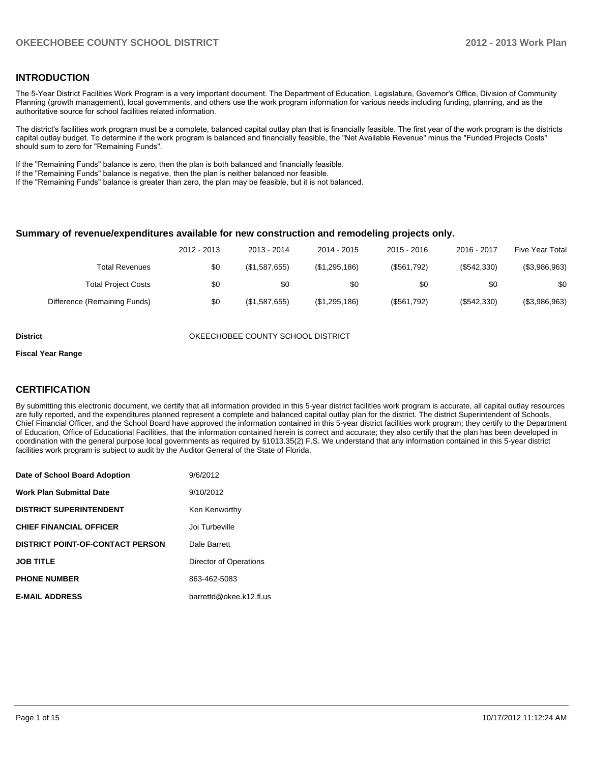## INTRODUCTION

The 5-Year District Facilities Work Program is a very important document. The Department of Education, Legislature, Governor's Office, Division of Community Planning (growth management), local governments, and others use the work program information for various needs including funding, planning, and as the authoritative source for school facilities related information.

The district's facilities work program must be a complete, balanced capital outlay plan that is financially feasible. The first year of the work program is the districts capital outlay budget. To determine if the work program is balanced and financially feasible, the "Net Available Revenue" minus the "Funded Projects Costs" should sum to zero for "Remaining Funds".

If the "Remaining Funds" balance is zero, then the plan is both balanced and financially feasible.
If the "Remaining Funds" balance is negative, then the plan is neither balanced nor feasible.
If the "Remaining Funds" balance is greater than zero, the plan may be feasible, but it is not balanced.

### Summary of revenue/expenditures available for new construction and remodeling projects only.

| | 2012 - 2013 | 2013 - 2014 | 2014 - 2015 | 2015 - 2016 | 2016 - 2017 | Five Year Total |
|---|---|---|---|---|---|---|
| Total Revenues | $0 | ($1,587,655) | ($1,295,186) | ($561,792) | ($542,330) | ($3,986,963) |
| Total Project Costs | $0 | $0 | $0 | $0 | $0 | $0 |
| Difference (Remaining Funds) | $0 | ($1,587,655) | ($1,295,186) | ($561,792) | ($542,330) | ($3,986,963) |

**District** OKEECHOBEE COUNTY SCHOOL DISTRICT

**Fiscal Year Range**

## CERTIFICATION

By submitting this electronic document, we certify that all information provided in this 5-year district facilities work program is accurate, all capital outlay resources are fully reported, and the expenditures planned represent a complete and balanced capital outlay plan for the district. The district Superintendent of Schools, Chief Financial Officer, and the School Board have approved the information contained in this 5-year district facilities work program; they certify to the Department of Education, Office of Educational Facilities, that the information contained herein is correct and accurate; they also certify that the plan has been developed in coordination with the general purpose local governments as required by §1013.35(2) F.S. We understand that any information contained in this 5-year district facilities work program is subject to audit by the Auditor General of the State of Florida.

| | |
|---|---|
| **Date of School Board Adoption** | 9/6/2012 |
| **Work Plan Submittal Date** | 9/10/2012 |
| **DISTRICT SUPERINTENDENT** | Ken Kenworthy |
| **CHIEF FINANCIAL OFFICER** | Joi Turbeville |
| **DISTRICT POINT-OF-CONTACT PERSON** | Dale Barrett |
| **JOB TITLE** | Director of Operations |
| **PHONE NUMBER** | 863-462-5083 |
| **E-MAIL ADDRESS** | barrettd@okee.k12.fl.us |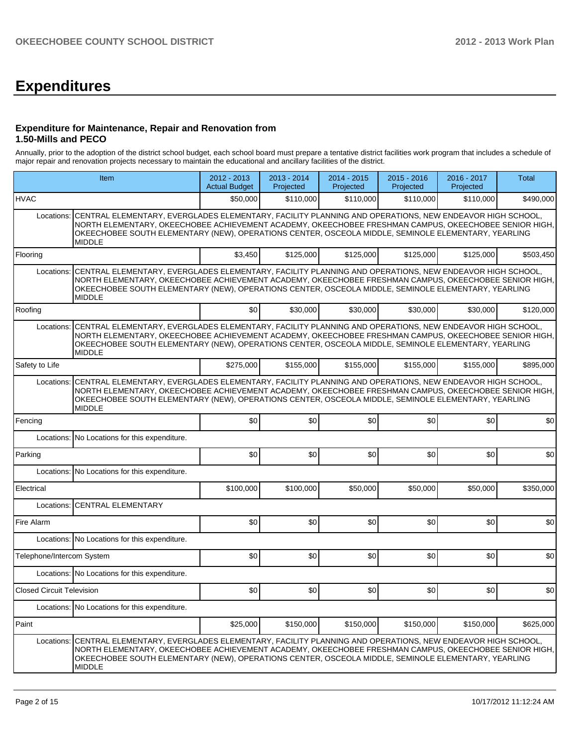# Expenditures

### Expenditure for Maintenance, Repair and Renovation from 1.50-Mills and PECO

Annually, prior to the adoption of the district school budget, each school board must prepare a tentative district facilities work program that includes a schedule of major repair and renovation projects necessary to maintain the educational and ancillary facilities of the district.

| Item | | 2012 - 2013 Actual Budget | 2013 - 2014 Projected | 2014 - 2015 Projected | 2015 - 2016 Projected | 2016 - 2017 Projected | Total |
|---|---|---|---|---|---|---|---|
| HVAC | | $50,000 | $110,000 | $110,000 | $110,000 | $110,000 | $490,000 |
| Locations: | CENTRAL ELEMENTARY, EVERGLADES ELEMENTARY, FACILITY PLANNING AND OPERATIONS, NEW ENDEAVOR HIGH SCHOOL, NORTH ELEMENTARY, OKEECHOBEE ACHIEVEMENT ACADEMY, OKEECHOBEE FRESHMAN CAMPUS, OKEECHOBEE SENIOR HIGH, OKEECHOBEE SOUTH ELEMENTARY (NEW), OPERATIONS CENTER, OSCEOLA MIDDLE, SEMINOLE ELEMENTARY, YEARLING MIDDLE | | | | | | |
| Flooring | | $3,450 | $125,000 | $125,000 | $125,000 | $125,000 | $503,450 |
| Locations: | CENTRAL ELEMENTARY, EVERGLADES ELEMENTARY, FACILITY PLANNING AND OPERATIONS, NEW ENDEAVOR HIGH SCHOOL, NORTH ELEMENTARY, OKEECHOBEE ACHIEVEMENT ACADEMY, OKEECHOBEE FRESHMAN CAMPUS, OKEECHOBEE SENIOR HIGH, OKEECHOBEE SOUTH ELEMENTARY (NEW), OPERATIONS CENTER, OSCEOLA MIDDLE, SEMINOLE ELEMENTARY, YEARLING MIDDLE | | | | | | |
| Roofing | | $0 | $30,000 | $30,000 | $30,000 | $30,000 | $120,000 |
| Locations: | CENTRAL ELEMENTARY, EVERGLADES ELEMENTARY, FACILITY PLANNING AND OPERATIONS, NEW ENDEAVOR HIGH SCHOOL, NORTH ELEMENTARY, OKEECHOBEE ACHIEVEMENT ACADEMY, OKEECHOBEE FRESHMAN CAMPUS, OKEECHOBEE SENIOR HIGH, OKEECHOBEE SOUTH ELEMENTARY (NEW), OPERATIONS CENTER, OSCEOLA MIDDLE, SEMINOLE ELEMENTARY, YEARLING MIDDLE | | | | | | |
| Safety to Life | | $275,000 | $155,000 | $155,000 | $155,000 | $155,000 | $895,000 |
| Locations: | CENTRAL ELEMENTARY, EVERGLADES ELEMENTARY, FACILITY PLANNING AND OPERATIONS, NEW ENDEAVOR HIGH SCHOOL, NORTH ELEMENTARY, OKEECHOBEE ACHIEVEMENT ACADEMY, OKEECHOBEE FRESHMAN CAMPUS, OKEECHOBEE SENIOR HIGH, OKEECHOBEE SOUTH ELEMENTARY (NEW), OPERATIONS CENTER, OSCEOLA MIDDLE, SEMINOLE ELEMENTARY, YEARLING MIDDLE | | | | | | |
| Fencing | | $0 | $0 | $0 | $0 | $0 | $0 |
| Locations: | No Locations for this expenditure. | | | | | | |
| Parking | | $0 | $0 | $0 | $0 | $0 | $0 |
| Locations: | No Locations for this expenditure. | | | | | | |
| Electrical | | $100,000 | $100,000 | $50,000 | $50,000 | $50,000 | $350,000 |
| Locations: | CENTRAL ELEMENTARY | | | | | | |
| Fire Alarm | | $0 | $0 | $0 | $0 | $0 | $0 |
| Locations: | No Locations for this expenditure. | | | | | | |
| Telephone/Intercom System | | $0 | $0 | $0 | $0 | $0 | $0 |
| Locations: | No Locations for this expenditure. | | | | | | |
| Closed Circuit Television | | $0 | $0 | $0 | $0 | $0 | $0 |
| Locations: | No Locations for this expenditure. | | | | | | |
| Paint | | $25,000 | $150,000 | $150,000 | $150,000 | $150,000 | $625,000 |
| Locations: | CENTRAL ELEMENTARY, EVERGLADES ELEMENTARY, FACILITY PLANNING AND OPERATIONS, NEW ENDEAVOR HIGH SCHOOL, NORTH ELEMENTARY, OKEECHOBEE ACHIEVEMENT ACADEMY, OKEECHOBEE FRESHMAN CAMPUS, OKEECHOBEE SENIOR HIGH, OKEECHOBEE SOUTH ELEMENTARY (NEW), OPERATIONS CENTER, OSCEOLA MIDDLE, SEMINOLE ELEMENTARY, YEARLING MIDDLE | | | | | | |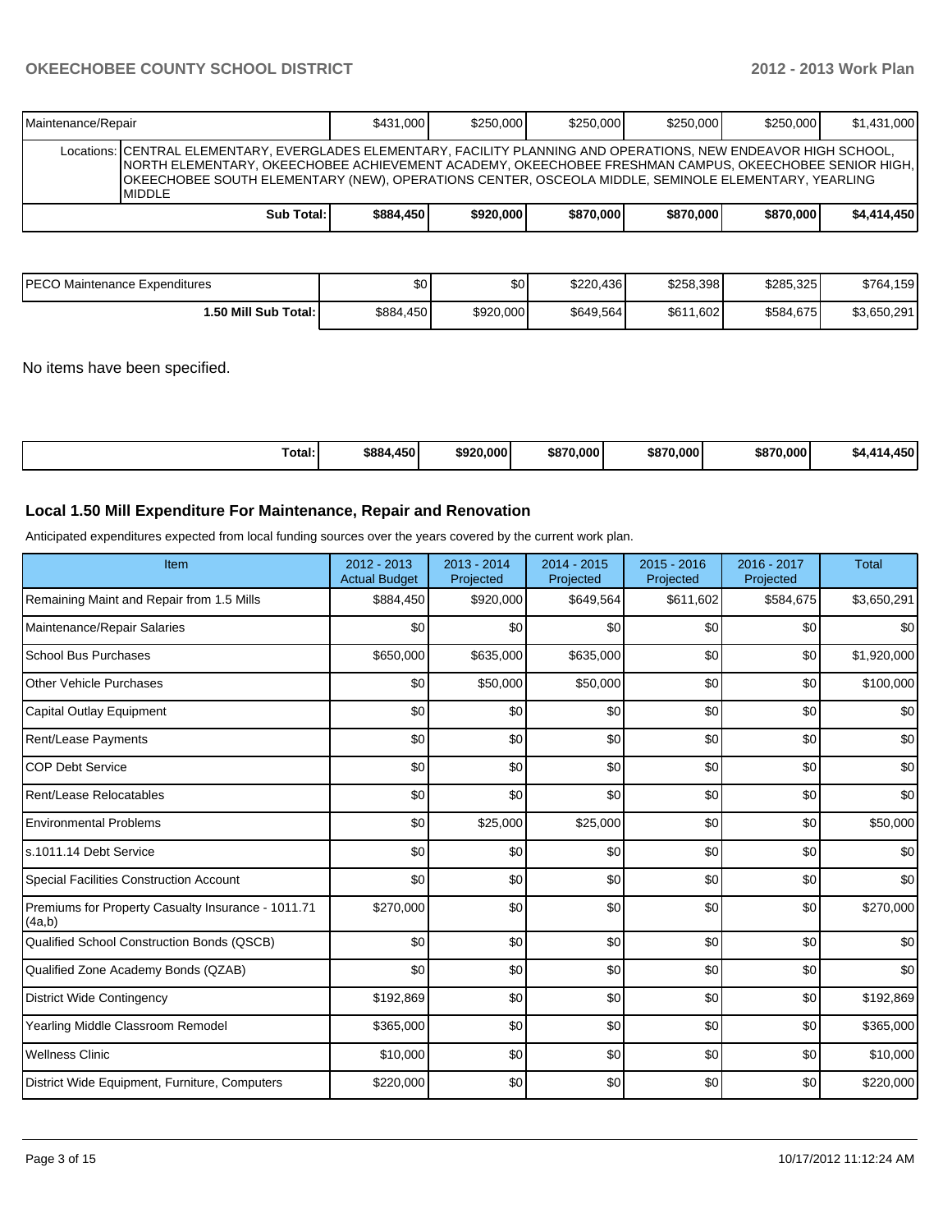| Maintenance/Repair | $431,000 | $250,000 | $250,000 | $250,000 | $250,000 | $1,431,000 |
|---|---|---|---|---|---|---|
| Locations: CENTRAL ELEMENTARY, EVERGLADES ELEMENTARY, FACILITY PLANNING AND OPERATIONS, NEW ENDEAVOR HIGH SCHOOL, NORTH ELEMENTARY, OKEECHOBEE ACHIEVEMENT ACADEMY, OKEECHOBEE FRESHMAN CAMPUS, OKEECHOBEE SENIOR HIGH, OKEECHOBEE SOUTH ELEMENTARY (NEW), OPERATIONS CENTER, OSCEOLA MIDDLE, SEMINOLE ELEMENTARY, YEARLING MIDDLE | | | | | | |
| **Sub Total:** | **$884,450** | **$920,000** | **$870,000** | **$870,000** | **$870,000** | **$4,414,450** |

| PECO Maintenance Expenditures | $0 | $0 | $220,436 | $258,398 | $285,325 | $764,159 |
|---|---|---|---|---|---|---|
| **1.50 Mill Sub Total:** | $884,450 | $920,000 | $649,564 | $611,602 | $584,675 | $3,650,291 |

No items have been specified.

| **Total:** | **$884,450** | **$920,000** | **$870,000** | **$870,000** | **$870,000** | **$4,414,450** |
|---|---|---|---|---|---|---|

### Local 1.50 Mill Expenditure For Maintenance, Repair and Renovation

Anticipated expenditures expected from local funding sources over the years covered by the current work plan.

| Item | 2012 - 2013 Actual Budget | 2013 - 2014 Projected | 2014 - 2015 Projected | 2015 - 2016 Projected | 2016 - 2017 Projected | Total |
|---|---|---|---|---|---|---|
| Remaining Maint and Repair from 1.5 Mills | $884,450 | $920,000 | $649,564 | $611,602 | $584,675 | $3,650,291 |
| Maintenance/Repair Salaries | $0 | $0 | $0 | $0 | $0 | $0 |
| School Bus Purchases | $650,000 | $635,000 | $635,000 | $0 | $0 | $1,920,000 |
| Other Vehicle Purchases | $0 | $50,000 | $50,000 | $0 | $0 | $100,000 |
| Capital Outlay Equipment | $0 | $0 | $0 | $0 | $0 | $0 |
| Rent/Lease Payments | $0 | $0 | $0 | $0 | $0 | $0 |
| COP Debt Service | $0 | $0 | $0 | $0 | $0 | $0 |
| Rent/Lease Relocatables | $0 | $0 | $0 | $0 | $0 | $0 |
| Environmental Problems | $0 | $25,000 | $25,000 | $0 | $0 | $50,000 |
| s.1011.14 Debt Service | $0 | $0 | $0 | $0 | $0 | $0 |
| Special Facilities Construction Account | $0 | $0 | $0 | $0 | $0 | $0 |
| Premiums for Property Casualty Insurance - 1011.71 (4a,b) | $270,000 | $0 | $0 | $0 | $0 | $270,000 |
| Qualified School Construction Bonds (QSCB) | $0 | $0 | $0 | $0 | $0 | $0 |
| Qualified Zone Academy Bonds (QZAB) | $0 | $0 | $0 | $0 | $0 | $0 |
| District Wide Contingency | $192,869 | $0 | $0 | $0 | $0 | $192,869 |
| Yearling Middle Classroom Remodel | $365,000 | $0 | $0 | $0 | $0 | $365,000 |
| Wellness Clinic | $10,000 | $0 | $0 | $0 | $0 | $10,000 |
| District Wide Equipment, Furniture, Computers | $220,000 | $0 | $0 | $0 | $0 | $220,000 |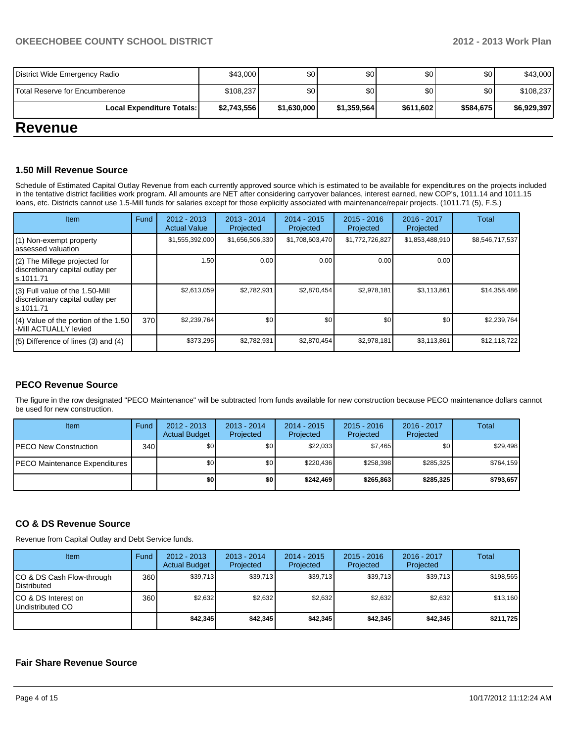| District Wide Emergency Radio | $43,000 | $0 | $0 | $0 | $0 | $43,000 |
|---|---|---|---|---|---|---|
| Total Reserve for Encumberence | $108,237 | $0 | $0 | $0 | $0 | $108,237 |
| **Local Expenditure Totals:** | **$2,743,556** | **$1,630,000** | **$1,359,564** | **$611,602** | **$584,675** | **$6,929,397** |

# Revenue

### 1.50 Mill Revenue Source

Schedule of Estimated Capital Outlay Revenue from each currently approved source which is estimated to be available for expenditures on the projects included in the tentative district facilities work program. All amounts are NET after considering carryover balances, interest earned, new COP's, 1011.14 and 1011.15 loans, etc. Districts cannot use 1.5-Mill funds for salaries except for those explicitly associated with maintenance/repair projects. (1011.71 (5), F.S.)

| Item | Fund | 2012 - 2013 Actual Value | 2013 - 2014 Projected | 2014 - 2015 Projected | 2015 - 2016 Projected | 2016 - 2017 Projected | Total |
|---|---|---|---|---|---|---|---|
| (1) Non-exempt property assessed valuation | | $1,555,392,000 | $1,656,506,330 | $1,708,603,470 | $1,772,726,827 | $1,853,488,910 | $8,546,717,537 |
| (2) The Millege projected for discretionary capital outlay per s.1011.71 | | 1.50 | 0.00 | 0.00 | 0.00 | 0.00 | |
| (3) Full value of the 1.50-Mill discretionary capital outlay per s.1011.71 | | $2,613,059 | $2,782,931 | $2,870,454 | $2,978,181 | $3,113,861 | $14,358,486 |
| (4) Value of the portion of the 1.50 -Mill ACTUALLY levied | 370 | $2,239,764 | $0 | $0 | $0 | $0 | $2,239,764 |
| (5) Difference of lines (3) and (4) | | $373,295 | $2,782,931 | $2,870,454 | $2,978,181 | $3,113,861 | $12,118,722 |

### PECO Revenue Source

The figure in the row designated "PECO Maintenance" will be subtracted from funds available for new construction because PECO maintenance dollars cannot be used for new construction.

| Item | Fund | 2012 - 2013 Actual Budget | 2013 - 2014 Projected | 2014 - 2015 Projected | 2015 - 2016 Projected | 2016 - 2017 Projected | Total |
|---|---|---|---|---|---|---|---|
| PECO New Construction | 340 | $0 | $0 | $22,033 | $7,465 | $0 | $29,498 |
| PECO Maintenance Expenditures | | $0 | $0 | $220,436 | $258,398 | $285,325 | $764,159 |
| | | **$0** | **$0** | **$242,469** | **$265,863** | **$285,325** | **$793,657** |

### CO & DS Revenue Source

Revenue from Capital Outlay and Debt Service funds.

| Item | Fund | 2012 - 2013 Actual Budget | 2013 - 2014 Projected | 2014 - 2015 Projected | 2015 - 2016 Projected | 2016 - 2017 Projected | Total |
|---|---|---|---|---|---|---|---|
| CO & DS Cash Flow-through Distributed | 360 | $39,713 | $39,713 | $39,713 | $39,713 | $39,713 | $198,565 |
| CO & DS Interest on Undistributed CO | 360 | $2,632 | $2,632 | $2,632 | $2,632 | $2,632 | $13,160 |
| | | **$42,345** | **$42,345** | **$42,345** | **$42,345** | **$42,345** | **$211,725** |

### Fair Share Revenue Source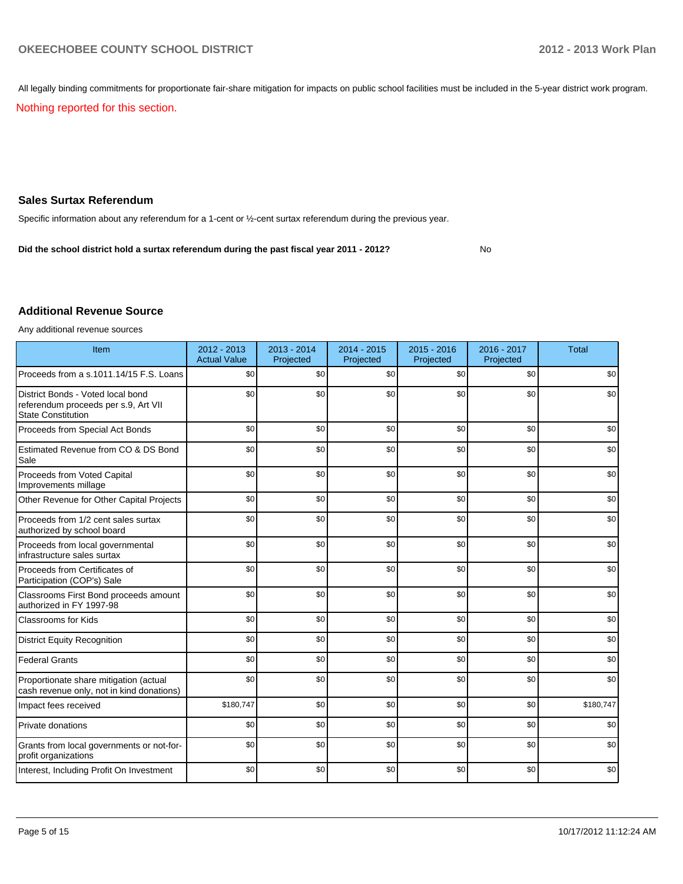All legally binding commitments for proportionate fair-share mitigation for impacts on public school facilities must be included in the 5-year district work program.

Nothing reported for this section.

### Sales Surtax Referendum

Specific information about any referendum for a 1-cent or ½-cent surtax referendum during the previous year.

**Did the school district hold a surtax referendum during the past fiscal year 2011 - 2012?** No

### Additional Revenue Source

Any additional revenue sources

| Item | 2012 - 2013 Actual Value | 2013 - 2014 Projected | 2014 - 2015 Projected | 2015 - 2016 Projected | 2016 - 2017 Projected | Total |
|---|---|---|---|---|---|---|
| Proceeds from a s.1011.14/15 F.S. Loans | $0 | $0 | $0 | $0 | $0 | $0 |
| District Bonds - Voted local bond referendum proceeds per s.9, Art VII State Constitution | $0 | $0 | $0 | $0 | $0 | $0 |
| Proceeds from Special Act Bonds | $0 | $0 | $0 | $0 | $0 | $0 |
| Estimated Revenue from CO & DS Bond Sale | $0 | $0 | $0 | $0 | $0 | $0 |
| Proceeds from Voted Capital Improvements millage | $0 | $0 | $0 | $0 | $0 | $0 |
| Other Revenue for Other Capital Projects | $0 | $0 | $0 | $0 | $0 | $0 |
| Proceeds from 1/2 cent sales surtax authorized by school board | $0 | $0 | $0 | $0 | $0 | $0 |
| Proceeds from local governmental infrastructure sales surtax | $0 | $0 | $0 | $0 | $0 | $0 |
| Proceeds from Certificates of Participation (COP's) Sale | $0 | $0 | $0 | $0 | $0 | $0 |
| Classrooms First Bond proceeds amount authorized in FY 1997-98 | $0 | $0 | $0 | $0 | $0 | $0 |
| Classrooms for Kids | $0 | $0 | $0 | $0 | $0 | $0 |
| District Equity Recognition | $0 | $0 | $0 | $0 | $0 | $0 |
| Federal Grants | $0 | $0 | $0 | $0 | $0 | $0 |
| Proportionate share mitigation (actual cash revenue only, not in kind donations) | $0 | $0 | $0 | $0 | $0 | $0 |
| Impact fees received | $180,747 | $0 | $0 | $0 | $0 | $180,747 |
| Private donations | $0 | $0 | $0 | $0 | $0 | $0 |
| Grants from local governments or not-for-profit organizations | $0 | $0 | $0 | $0 | $0 | $0 |
| Interest, Including Profit On Investment | $0 | $0 | $0 | $0 | $0 | $0 |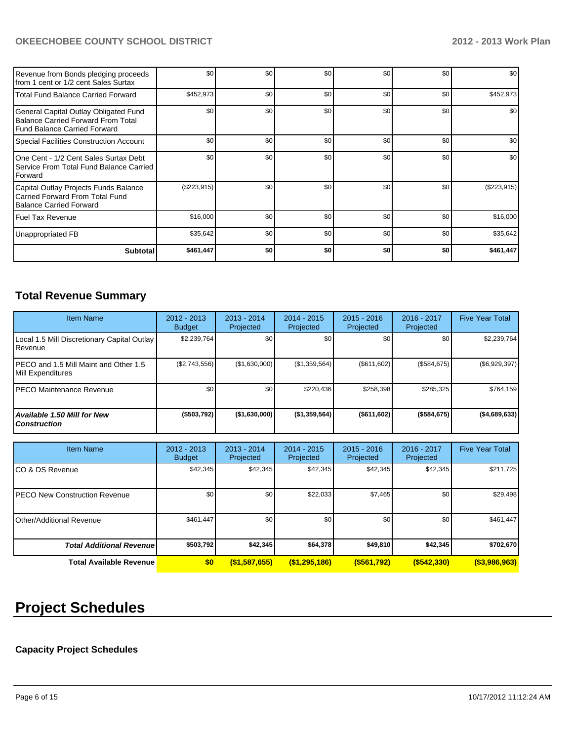| | | | | | | |
|---|---|---|---|---|---|---|
| Revenue from Bonds pledging proceeds from 1 cent or 1/2 cent Sales Surtax | $0 | $0 | $0 | $0 | $0 | $0 |
| Total Fund Balance Carried Forward | $452,973 | $0 | $0 | $0 | $0 | $452,973 |
| General Capital Outlay Obligated Fund Balance Carried Forward From Total Fund Balance Carried Forward | $0 | $0 | $0 | $0 | $0 | $0 |
| Special Facilities Construction Account | $0 | $0 | $0 | $0 | $0 | $0 |
| One Cent - 1/2 Cent Sales Surtax Debt Service From Total Fund Balance Carried Forward | $0 | $0 | $0 | $0 | $0 | $0 |
| Capital Outlay Projects Funds Balance Carried Forward From Total Fund Balance Carried Forward | ($223,915) | $0 | $0 | $0 | $0 | ($223,915) |
| Fuel Tax Revenue | $16,000 | $0 | $0 | $0 | $0 | $16,000 |
| Unappropriated FB | $35,642 | $0 | $0 | $0 | $0 | $35,642 |
| **Subtotal** | **$461,447** | **$0** | **$0** | **$0** | **$0** | **$461,447** |

## Total Revenue Summary

| Item Name | 2012 - 2013 Budget | 2013 - 2014 Projected | 2014 - 2015 Projected | 2015 - 2016 Projected | 2016 - 2017 Projected | Five Year Total |
|---|---|---|---|---|---|---|
| Local 1.5 Mill Discretionary Capital Outlay Revenue | $2,239,764 | $0 | $0 | $0 | $0 | $2,239,764 |
| PECO and 1.5 Mill Maint and Other 1.5 Mill Expenditures | ($2,743,556) | ($1,630,000) | ($1,359,564) | ($611,602) | ($584,675) | ($6,929,397) |
| PECO Maintenance Revenue | $0 | $0 | $220,436 | $258,398 | $285,325 | $764,159 |
| ***Available 1.50 Mill for New Construction*** | **($503,792)** | **($1,630,000)** | **($1,359,564)** | **($611,602)** | **($584,675)** | **($4,689,633)** |

| Item Name | 2012 - 2013 Budget | 2013 - 2014 Projected | 2014 - 2015 Projected | 2015 - 2016 Projected | 2016 - 2017 Projected | Five Year Total |
|---|---|---|---|---|---|---|
| CO & DS Revenue | $42,345 | $42,345 | $42,345 | $42,345 | $42,345 | $211,725 |
| PECO New Construction Revenue | $0 | $0 | $22,033 | $7,465 | $0 | $29,498 |
| Other/Additional Revenue | $461,447 | $0 | $0 | $0 | $0 | $461,447 |
| ***Total Additional Revenue*** | **$503,792** | **$42,345** | **$64,378** | **$49,810** | **$42,345** | **$702,670** |
| **Total Available Revenue** | **$0** | **($1,587,655)** | **($1,295,186)** | **($561,792)** | **($542,330)** | **($3,986,963)** |

# Project Schedules

### Capacity Project Schedules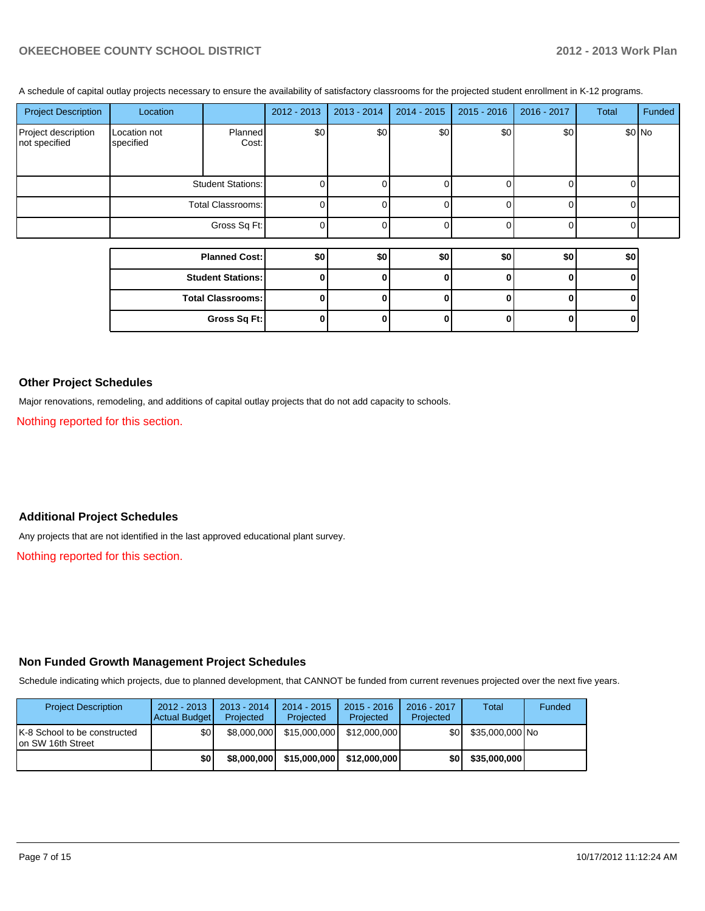A schedule of capital outlay projects necessary to ensure the availability of satisfactory classrooms for the projected student enrollment in K-12 programs.

| Project Description | Location | | 2012 - 2013 | 2013 - 2014 | 2014 - 2015 | 2015 - 2016 | 2016 - 2017 | Total | Funded |
|---|---|---|---|---|---|---|---|---|---|
| Project description not specified | Location not specified | Planned Cost: | $0 | $0 | $0 | $0 | $0 | $0 | No |
| | | Student Stations: | 0 | 0 | 0 | 0 | 0 | 0 | |
| | | Total Classrooms: | 0 | 0 | 0 | 0 | 0 | 0 | |
| | | Gross Sq Ft: | 0 | 0 | 0 | 0 | 0 | 0 | |

| | 2012 - 2013 | 2013 - 2014 | 2014 - 2015 | 2015 - 2016 | 2016 - 2017 | Total |
|---|---|---|---|---|---|---|
| **Planned Cost:** | **$0** | **$0** | **$0** | **$0** | **$0** | **$0** |
| **Student Stations:** | **0** | **0** | **0** | **0** | **0** | **0** |
| **Total Classrooms:** | **0** | **0** | **0** | **0** | **0** | **0** |
| **Gross Sq Ft:** | **0** | **0** | **0** | **0** | **0** | **0** |

## Other Project Schedules

Major renovations, remodeling, and additions of capital outlay projects that do not add capacity to schools.

Nothing reported for this section.

## Additional Project Schedules

Any projects that are not identified in the last approved educational plant survey.

Nothing reported for this section.

## Non Funded Growth Management Project Schedules

Schedule indicating which projects, due to planned development, that CANNOT be funded from current revenues projected over the next five years.

| Project Description | 2012 - 2013 Actual Budget | 2013 - 2014 Projected | 2014 - 2015 Projected | 2015 - 2016 Projected | 2016 - 2017 Projected | Total | Funded |
|---|---|---|---|---|---|---|---|
| K-8 School to be constructed on SW 16th Street | $0 | $8,000,000 | $15,000,000 | $12,000,000 | $0 | $35,000,000 | No |
| | **$0** | **$8,000,000** | **$15,000,000** | **$12,000,000** | **$0** | **$35,000,000** | |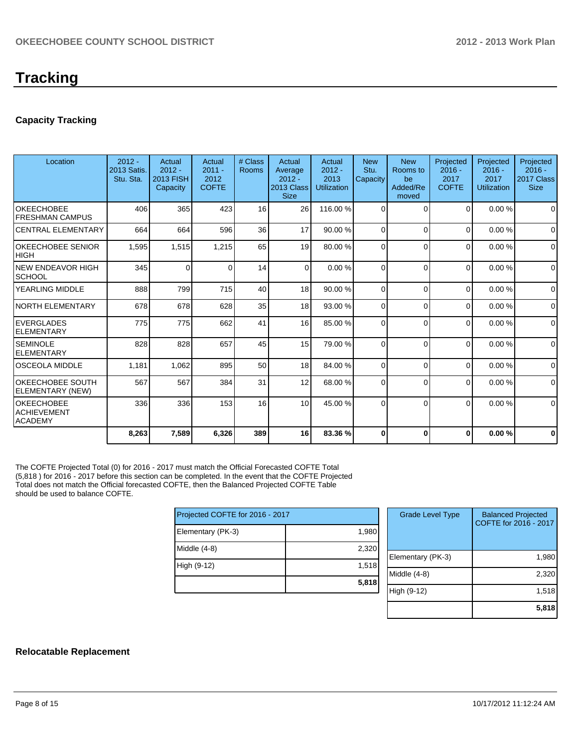# Tracking

## Capacity Tracking

| Location | 2012 - 2013 Satis. Stu. Sta. | Actual 2012 - 2013 FISH Capacity | Actual 2011 - 2012 COFTE | # Class Rooms | Actual Average 2012 - 2013 Class Size | Actual 2012 - 2013 Utilization | New Stu. Capacity | New Rooms to be Added/Removed | Projected 2016 - 2017 COFTE | Projected 2016 - 2017 Utilization | Projected 2016 - 2017 Class Size |
|---|---|---|---|---|---|---|---|---|---|---|---|
| OKEECHOBEE FRESHMAN CAMPUS | 406 | 365 | 423 | 16 | 26 | 116.00 % | 0 | 0 | 0 | 0.00 % | 0 |
| CENTRAL ELEMENTARY | 664 | 664 | 596 | 36 | 17 | 90.00 % | 0 | 0 | 0 | 0.00 % | 0 |
| OKEECHOBEE SENIOR HIGH | 1,595 | 1,515 | 1,215 | 65 | 19 | 80.00 % | 0 | 0 | 0 | 0.00 % | 0 |
| NEW ENDEAVOR HIGH SCHOOL | 345 | 0 | 0 | 14 | 0 | 0.00 % | 0 | 0 | 0 | 0.00 % | 0 |
| YEARLING MIDDLE | 888 | 799 | 715 | 40 | 18 | 90.00 % | 0 | 0 | 0 | 0.00 % | 0 |
| NORTH ELEMENTARY | 678 | 678 | 628 | 35 | 18 | 93.00 % | 0 | 0 | 0 | 0.00 % | 0 |
| EVERGLADES ELEMENTARY | 775 | 775 | 662 | 41 | 16 | 85.00 % | 0 | 0 | 0 | 0.00 % | 0 |
| SEMINOLE ELEMENTARY | 828 | 828 | 657 | 45 | 15 | 79.00 % | 0 | 0 | 0 | 0.00 % | 0 |
| OSCEOLA MIDDLE | 1,181 | 1,062 | 895 | 50 | 18 | 84.00 % | 0 | 0 | 0 | 0.00 % | 0 |
| OKEECHOBEE SOUTH ELEMENTARY (NEW) | 567 | 567 | 384 | 31 | 12 | 68.00 % | 0 | 0 | 0 | 0.00 % | 0 |
| OKEECHOBEE ACHIEVEMENT ACADEMY | 336 | 336 | 153 | 16 | 10 | 45.00 % | 0 | 0 | 0 | 0.00 % | 0 |
| | **8,263** | **7,589** | **6,326** | **389** | **16** | **83.36 %** | **0** | **0** | **0** | **0.00 %** | **0** |

The COFTE Projected Total (0) for 2016 - 2017 must match the Official Forecasted COFTE Total (5,818 ) for 2016 - 2017 before this section can be completed. In the event that the COFTE Projected Total does not match the Official forecasted COFTE, then the Balanced Projected COFTE Table should be used to balance COFTE.

| Projected COFTE for 2016 - 2017 | |
|---|---|
| Elementary (PK-3) | 1,980 |
| Middle (4-8) | 2,320 |
| High (9-12) | 1,518 |
| | **5,818** |

| Grade Level Type | Balanced Projected COFTE for 2016 - 2017 |
|---|---|
| Elementary (PK-3) | 1,980 |
| Middle (4-8) | 2,320 |
| High (9-12) | 1,518 |
| | **5,818** |

## Relocatable Replacement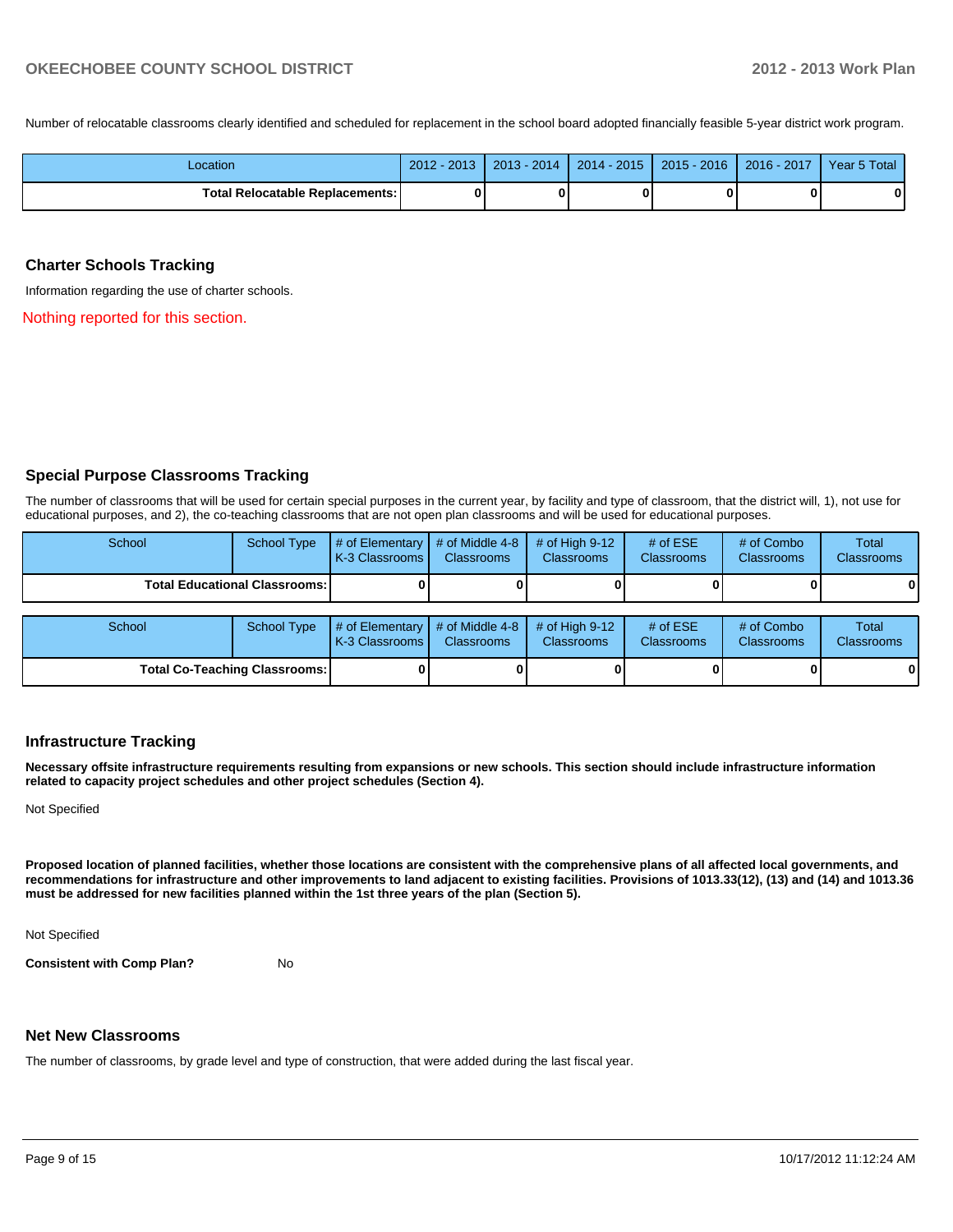Number of relocatable classrooms clearly identified and scheduled for replacement in the school board adopted financially feasible 5-year district work program.

| Location | 2012 - 2013 | 2013 - 2014 | 2014 - 2015 | 2015 - 2016 | 2016 - 2017 | Year 5 Total |
|---|---|---|---|---|---|---|
| **Total Relocatable Replacements:** | **0** | **0** | **0** | **0** | **0** | **0** |

## Charter Schools Tracking

Information regarding the use of charter schools.

Nothing reported for this section.

## Special Purpose Classrooms Tracking

The number of classrooms that will be used for certain special purposes in the current year, by facility and type of classroom, that the district will, 1), not use for educational purposes, and 2), the co-teaching classrooms that are not open plan classrooms and will be used for educational purposes.

| School | School Type | # of Elementary K-3 Classrooms | # of Middle 4-8 Classrooms | # of High 9-12 Classrooms | # of ESE Classrooms | # of Combo Classrooms | Total Classrooms |
|---|---|---|---|---|---|---|---|
| **Total Educational Classrooms:** | | **0** | **0** | **0** | **0** | **0** | **0** |

| School | School Type | # of Elementary K-3 Classrooms | # of Middle 4-8 Classrooms | # of High 9-12 Classrooms | # of ESE Classrooms | # of Combo Classrooms | Total Classrooms |
|---|---|---|---|---|---|---|---|
| **Total Co-Teaching Classrooms:** | | **0** | **0** | **0** | **0** | **0** | **0** |

## Infrastructure Tracking

**Necessary offsite infrastructure requirements resulting from expansions or new schools. This section should include infrastructure information related to capacity project schedules and other project schedules (Section 4).**

Not Specified

**Proposed location of planned facilities, whether those locations are consistent with the comprehensive plans of all affected local governments, and recommendations for infrastructure and other improvements to land adjacent to existing facilities. Provisions of 1013.33(12), (13) and (14) and 1013.36 must be addressed for new facilities planned within the 1st three years of the plan (Section 5).**

Not Specified

**Consistent with Comp Plan?** No

## Net New Classrooms

The number of classrooms, by grade level and type of construction, that were added during the last fiscal year.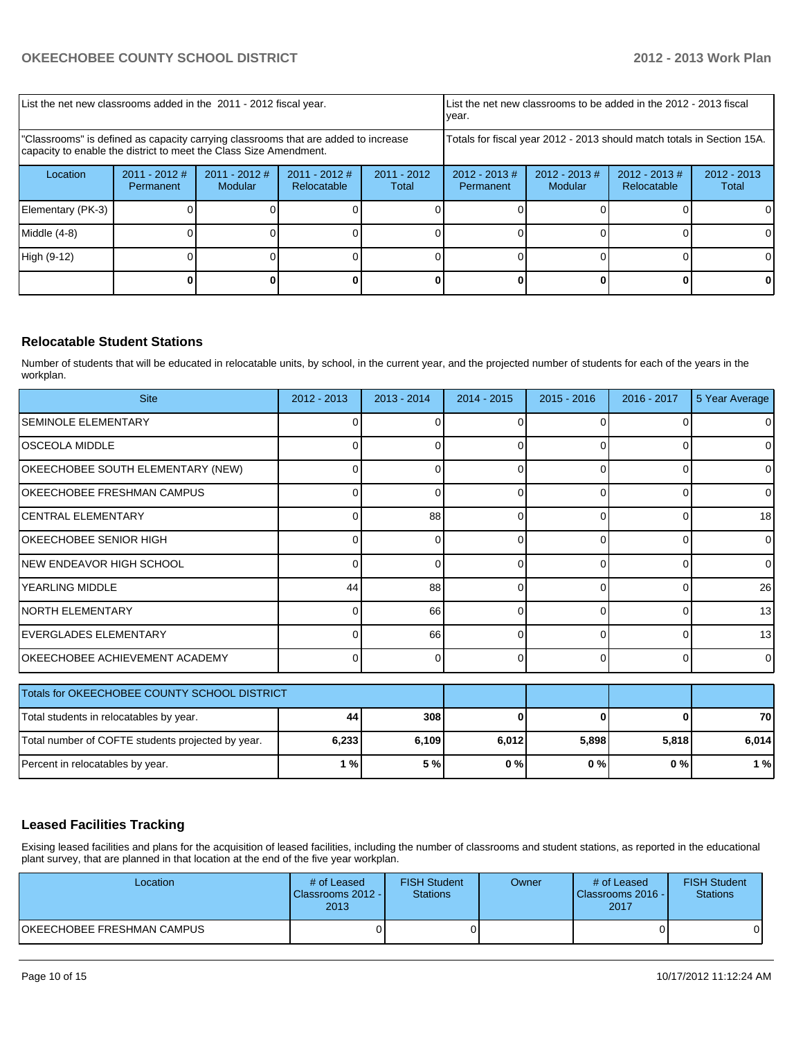| List the net new classrooms added in the 2011 - 2012 fiscal year. | | | | | List the net new classrooms to be added in the 2012 - 2013 fiscal year. | | | |
|---|---|---|---|---|---|---|---|---|
| "Classrooms" is defined as capacity carrying classrooms that are added to increase capacity to enable the district to meet the Class Size Amendment. | | | | | Totals for fiscal year 2012 - 2013 should match totals in Section 15A. | | | |
| Location | 2011 - 2012 # Permanent | 2011 - 2012 # Modular | 2011 - 2012 # Relocatable | 2011 - 2012 Total | 2012 - 2013 # Permanent | 2012 - 2013 # Modular | 2012 - 2013 # Relocatable | 2012 - 2013 Total |
| Elementary (PK-3) | 0 | 0 | 0 | 0 | 0 | 0 | 0 | 0 |
| Middle (4-8) | 0 | 0 | 0 | 0 | 0 | 0 | 0 | 0 |
| High (9-12) | 0 | 0 | 0 | 0 | 0 | 0 | 0 | 0 |
| | **0** | **0** | **0** | **0** | **0** | **0** | **0** | **0** |

## Relocatable Student Stations

Number of students that will be educated in relocatable units, by school, in the current year, and the projected number of students for each of the years in the workplan.

| Site | 2012 - 2013 | 2013 - 2014 | 2014 - 2015 | 2015 - 2016 | 2016 - 2017 | 5 Year Average |
|---|---|---|---|---|---|---|
| SEMINOLE ELEMENTARY | 0 | 0 | 0 | 0 | 0 | 0 |
| OSCEOLA MIDDLE | 0 | 0 | 0 | 0 | 0 | 0 |
| OKEECHOBEE SOUTH ELEMENTARY (NEW) | 0 | 0 | 0 | 0 | 0 | 0 |
| OKEECHOBEE FRESHMAN CAMPUS | 0 | 0 | 0 | 0 | 0 | 0 |
| CENTRAL ELEMENTARY | 0 | 88 | 0 | 0 | 0 | 18 |
| OKEECHOBEE SENIOR HIGH | 0 | 0 | 0 | 0 | 0 | 0 |
| NEW ENDEAVOR HIGH SCHOOL | 0 | 0 | 0 | 0 | 0 | 0 |
| YEARLING MIDDLE | 44 | 88 | 0 | 0 | 0 | 26 |
| NORTH ELEMENTARY | 0 | 66 | 0 | 0 | 0 | 13 |
| EVERGLADES ELEMENTARY | 0 | 66 | 0 | 0 | 0 | 13 |
| OKEECHOBEE ACHIEVEMENT ACADEMY | 0 | 0 | 0 | 0 | 0 | 0 |
| Totals for OKEECHOBEE COUNTY SCHOOL DISTRICT | | | | | | |
| Total students in relocatables by year. | **44** | **308** | **0** | **0** | **0** | **70** |
| Total number of COFTE students projected by year. | **6,233** | **6,109** | **6,012** | **5,898** | **5,818** | **6,014** |
| Percent in relocatables by year. | **1 %** | **5 %** | **0 %** | **0 %** | **0 %** | **1 %** |

## Leased Facilities Tracking

Exising leased facilities and plans for the acquisition of leased facilities, including the number of classrooms and student stations, as reported in the educational plant survey, that are planned in that location at the end of the five year workplan.

| Location | # of Leased Classrooms 2012 - 2013 | FISH Student Stations | Owner | # of Leased Classrooms 2016 - 2017 | FISH Student Stations |
|---|---|---|---|---|---|
| OKEECHOBEE FRESHMAN CAMPUS | 0 | 0 | | 0 | 0 |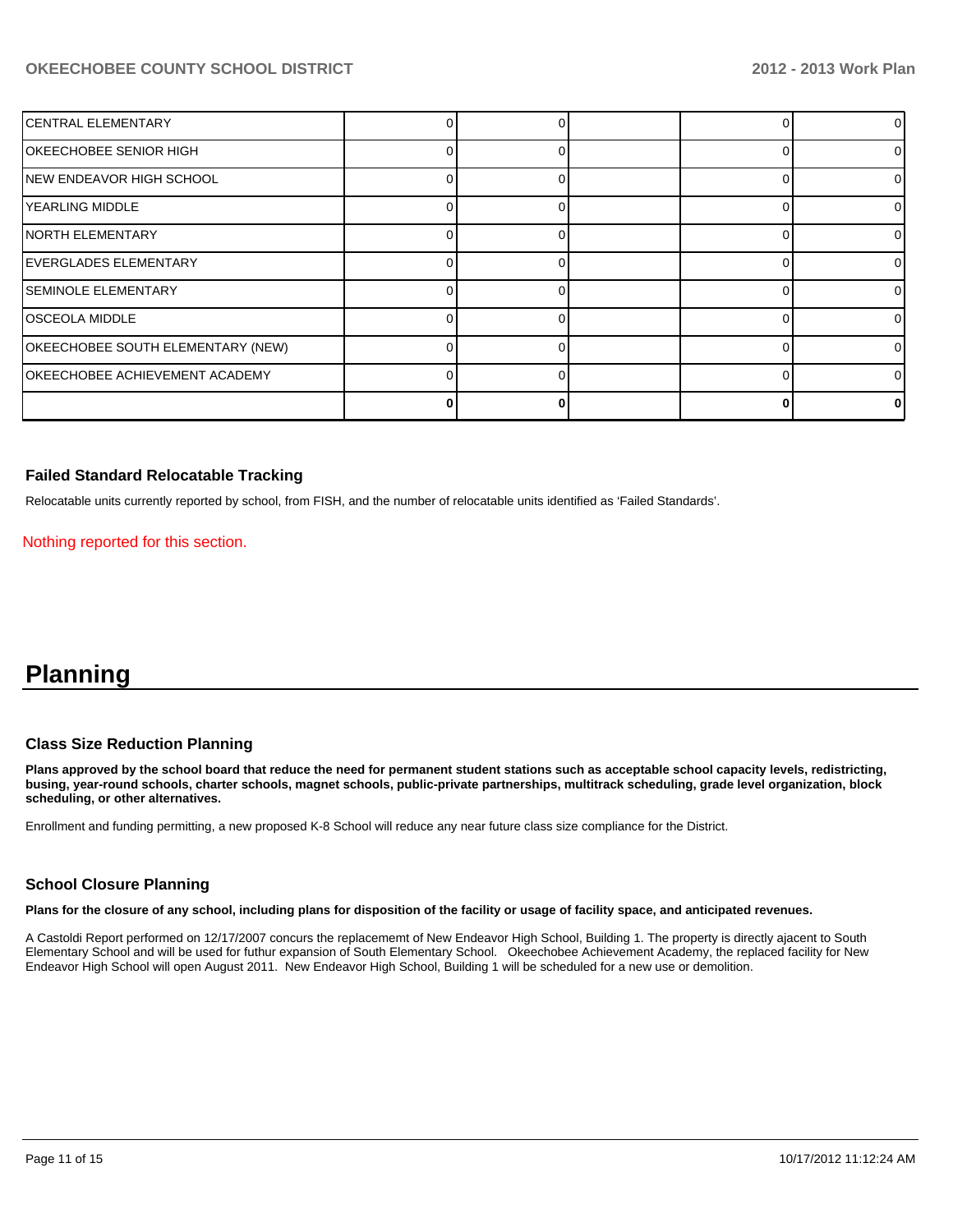| | | | | | |
|---|---|---|---|---|---|
| CENTRAL ELEMENTARY | 0 | 0 | | 0 | 0 |
| OKEECHOBEE SENIOR HIGH | 0 | 0 | | 0 | 0 |
| NEW ENDEAVOR HIGH SCHOOL | 0 | 0 | | 0 | 0 |
| YEARLING MIDDLE | 0 | 0 | | 0 | 0 |
| NORTH ELEMENTARY | 0 | 0 | | 0 | 0 |
| EVERGLADES ELEMENTARY | 0 | 0 | | 0 | 0 |
| SEMINOLE ELEMENTARY | 0 | 0 | | 0 | 0 |
| OSCEOLA MIDDLE | 0 | 0 | | 0 | 0 |
| OKEECHOBEE SOUTH ELEMENTARY (NEW) | 0 | 0 | | 0 | 0 |
| OKEECHOBEE ACHIEVEMENT ACADEMY | 0 | 0 | | 0 | 0 |
| | **0** | **0** | | **0** | **0** |

### Failed Standard Relocatable Tracking

Relocatable units currently reported by school, from FISH, and the number of relocatable units identified as 'Failed Standards'.

Nothing reported for this section.

# Planning

### Class Size Reduction Planning

**Plans approved by the school board that reduce the need for permanent student stations such as acceptable school capacity levels, redistricting, busing, year-round schools, charter schools, magnet schools, public-private partnerships, multitrack scheduling, grade level organization, block scheduling, or other alternatives.**

Enrollment and funding permitting, a new proposed K-8 School will reduce any near future class size compliance for the District.

### School Closure Planning

**Plans for the closure of any school, including plans for disposition of the facility or usage of facility space, and anticipated revenues.**

A Castoldi Report performed on 12/17/2007 concurs the replacememt of New Endeavor High School, Building 1. The property is directly ajacent to South Elementary School and will be used for futhur expansion of South Elementary School. Okeechobee Achievement Academy, the replaced facility for New Endeavor High School will open August 2011. New Endeavor High School, Building 1 will be scheduled for a new use or demolition.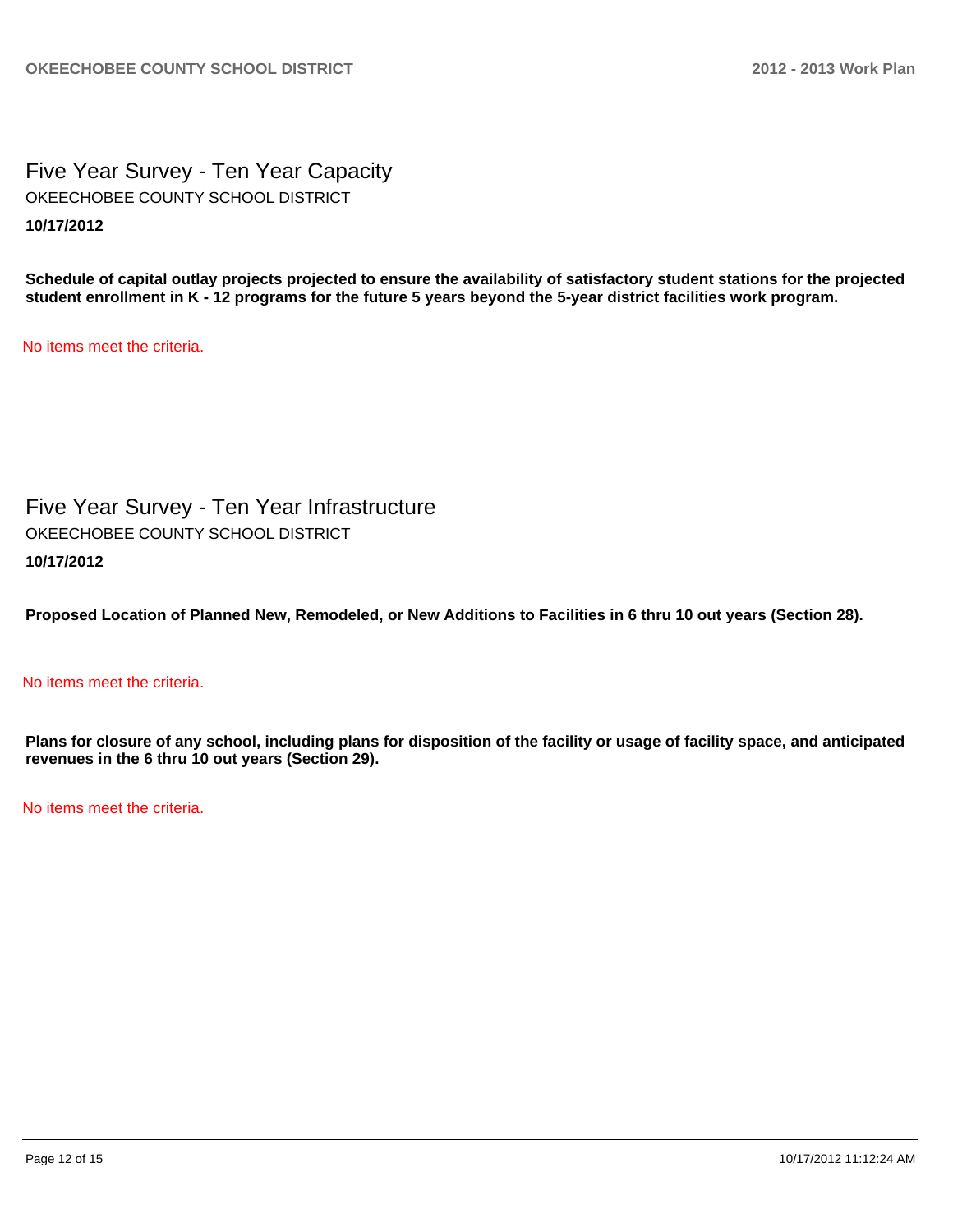# Five Year Survey - Ten Year Capacity

OKEECHOBEE COUNTY SCHOOL DISTRICT

**10/17/2012**

**Schedule of capital outlay projects projected to ensure the availability of satisfactory student stations for the projected student enrollment in K - 12 programs for the future 5 years beyond the 5-year district facilities work program.**

No items meet the criteria.

# Five Year Survey - Ten Year Infrastructure

OKEECHOBEE COUNTY SCHOOL DISTRICT

**10/17/2012**

**Proposed Location of Planned New, Remodeled, or New Additions to Facilities in 6 thru 10 out years (Section 28).**

No items meet the criteria.

**Plans for closure of any school, including plans for disposition of the facility or usage of facility space, and anticipated revenues in the 6 thru 10 out years (Section 29).**

No items meet the criteria.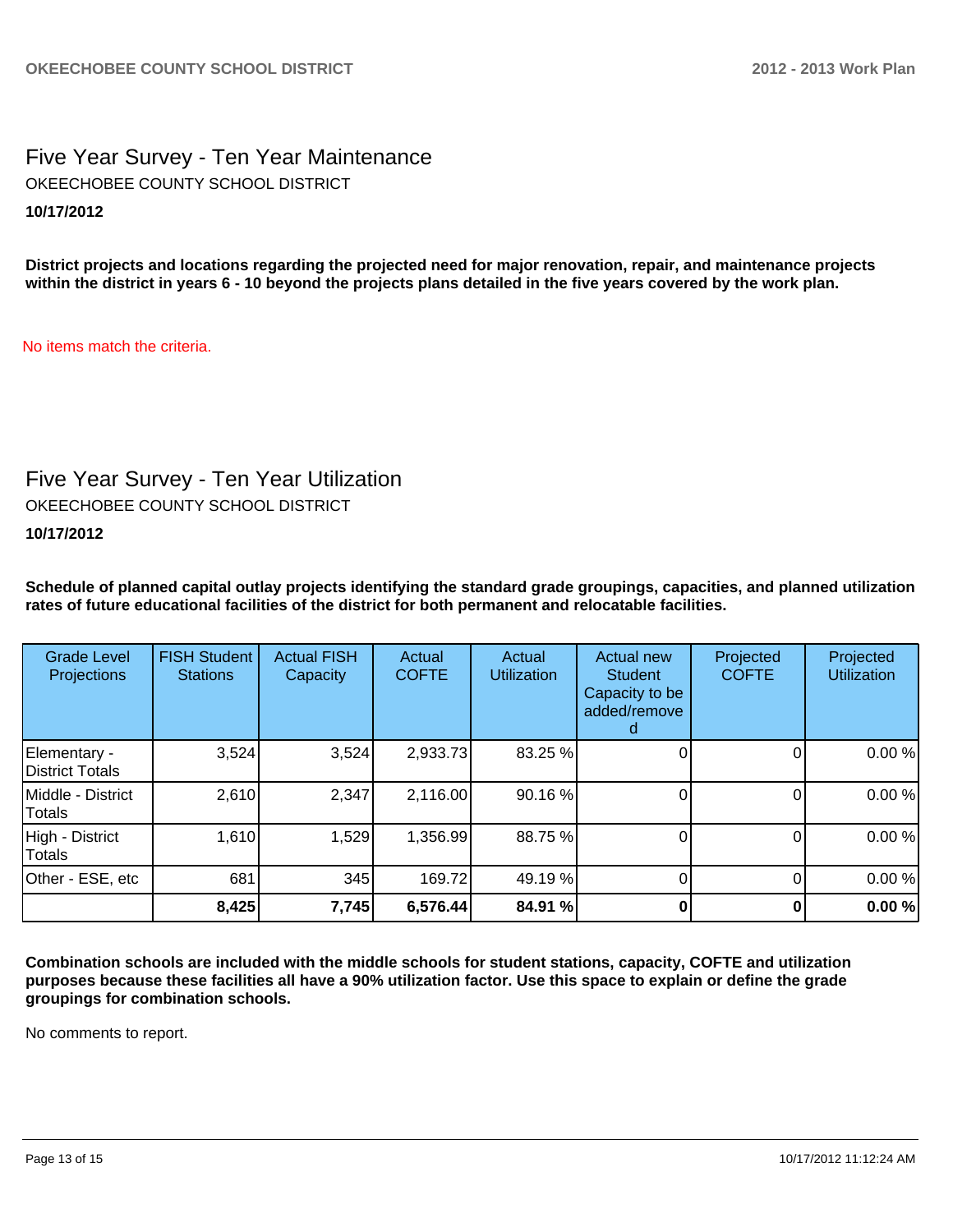# Five Year Survey - Ten Year Maintenance

OKEECHOBEE COUNTY SCHOOL DISTRICT

**10/17/2012**

**District projects and locations regarding the projected need for major renovation, repair, and maintenance projects within the district in years 6 - 10 beyond the projects plans detailed in the five years covered by the work plan.**

No items match the criteria.

# Five Year Survey - Ten Year Utilization

OKEECHOBEE COUNTY SCHOOL DISTRICT

**10/17/2012**

**Schedule of planned capital outlay projects identifying the standard grade groupings, capacities, and planned utilization rates of future educational facilities of the district for both permanent and relocatable facilities.**

| Grade Level Projections | FISH Student Stations | Actual FISH Capacity | Actual COFTE | Actual Utilization | Actual new Student Capacity to be added/removed | Projected COFTE | Projected Utilization |
|---|---|---|---|---|---|---|---|
| Elementary - District Totals | 3,524 | 3,524 | 2,933.73 | 83.25 % | 0 | 0 | 0.00 % |
| Middle - District Totals | 2,610 | 2,347 | 2,116.00 | 90.16 % | 0 | 0 | 0.00 % |
| High - District Totals | 1,610 | 1,529 | 1,356.99 | 88.75 % | 0 | 0 | 0.00 % |
| Other - ESE, etc | 681 | 345 | 169.72 | 49.19 % | 0 | 0 | 0.00 % |
| | **8,425** | **7,745** | **6,576.44** | **84.91 %** | **0** | **0** | **0.00 %** |

**Combination schools are included with the middle schools for student stations, capacity, COFTE and utilization purposes because these facilities all have a 90% utilization factor. Use this space to explain or define the grade groupings for combination schools.**

No comments to report.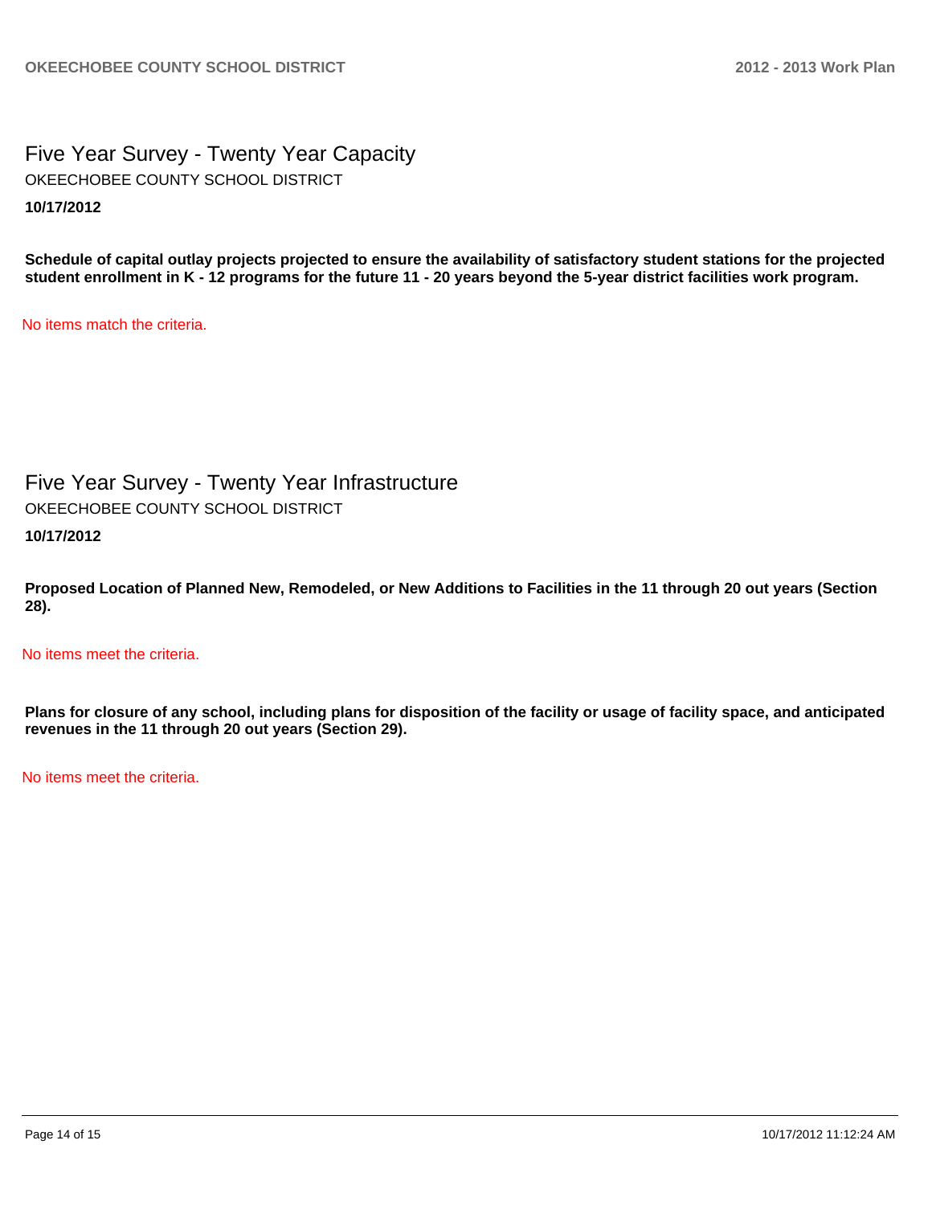# Five Year Survey - Twenty Year Capacity

OKEECHOBEE COUNTY SCHOOL DISTRICT

**10/17/2012**

**Schedule of capital outlay projects projected to ensure the availability of satisfactory student stations for the projected student enrollment in K - 12 programs for the future 11 - 20 years beyond the 5-year district facilities work program.**

No items match the criteria.

# Five Year Survey - Twenty Year Infrastructure

OKEECHOBEE COUNTY SCHOOL DISTRICT

**10/17/2012**

**Proposed Location of Planned New, Remodeled, or New Additions to Facilities in the 11 through 20 out years (Section 28).**

No items meet the criteria.

**Plans for closure of any school, including plans for disposition of the facility or usage of facility space, and anticipated revenues in the 11 through 20 out years (Section 29).**

No items meet the criteria.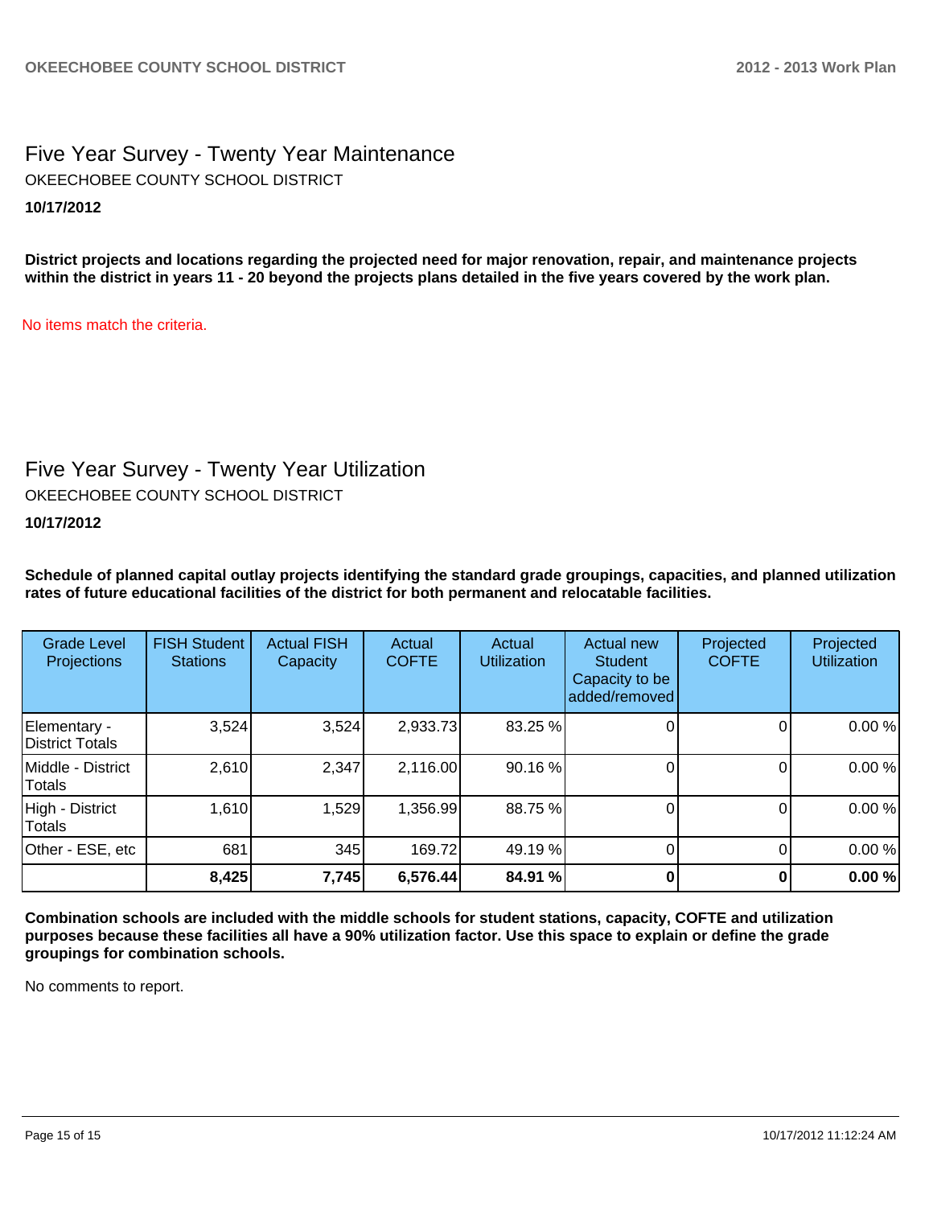# Five Year Survey - Twenty Year Maintenance

OKEECHOBEE COUNTY SCHOOL DISTRICT

**10/17/2012**

**District projects and locations regarding the projected need for major renovation, repair, and maintenance projects within the district in years 11 - 20 beyond the projects plans detailed in the five years covered by the work plan.**

No items match the criteria.

# Five Year Survey - Twenty Year Utilization

OKEECHOBEE COUNTY SCHOOL DISTRICT

**10/17/2012**

**Schedule of planned capital outlay projects identifying the standard grade groupings, capacities, and planned utilization rates of future educational facilities of the district for both permanent and relocatable facilities.**

| Grade Level Projections | FISH Student Stations | Actual FISH Capacity | Actual COFTE | Actual Utilization | Actual new Student Capacity to be added/removed | Projected COFTE | Projected Utilization |
|---|---|---|---|---|---|---|---|
| Elementary - District Totals | 3,524 | 3,524 | 2,933.73 | 83.25 % | 0 | 0 | 0.00 % |
| Middle - District Totals | 2,610 | 2,347 | 2,116.00 | 90.16 % | 0 | 0 | 0.00 % |
| High - District Totals | 1,610 | 1,529 | 1,356.99 | 88.75 % | 0 | 0 | 0.00 % |
| Other - ESE, etc | 681 | 345 | 169.72 | 49.19 % | 0 | 0 | 0.00 % |
| | **8,425** | **7,745** | **6,576.44** | **84.91 %** | **0** | **0** | **0.00 %** |

**Combination schools are included with the middle schools for student stations, capacity, COFTE and utilization purposes because these facilities all have a 90% utilization factor. Use this space to explain or define the grade groupings for combination schools.**

No comments to report.